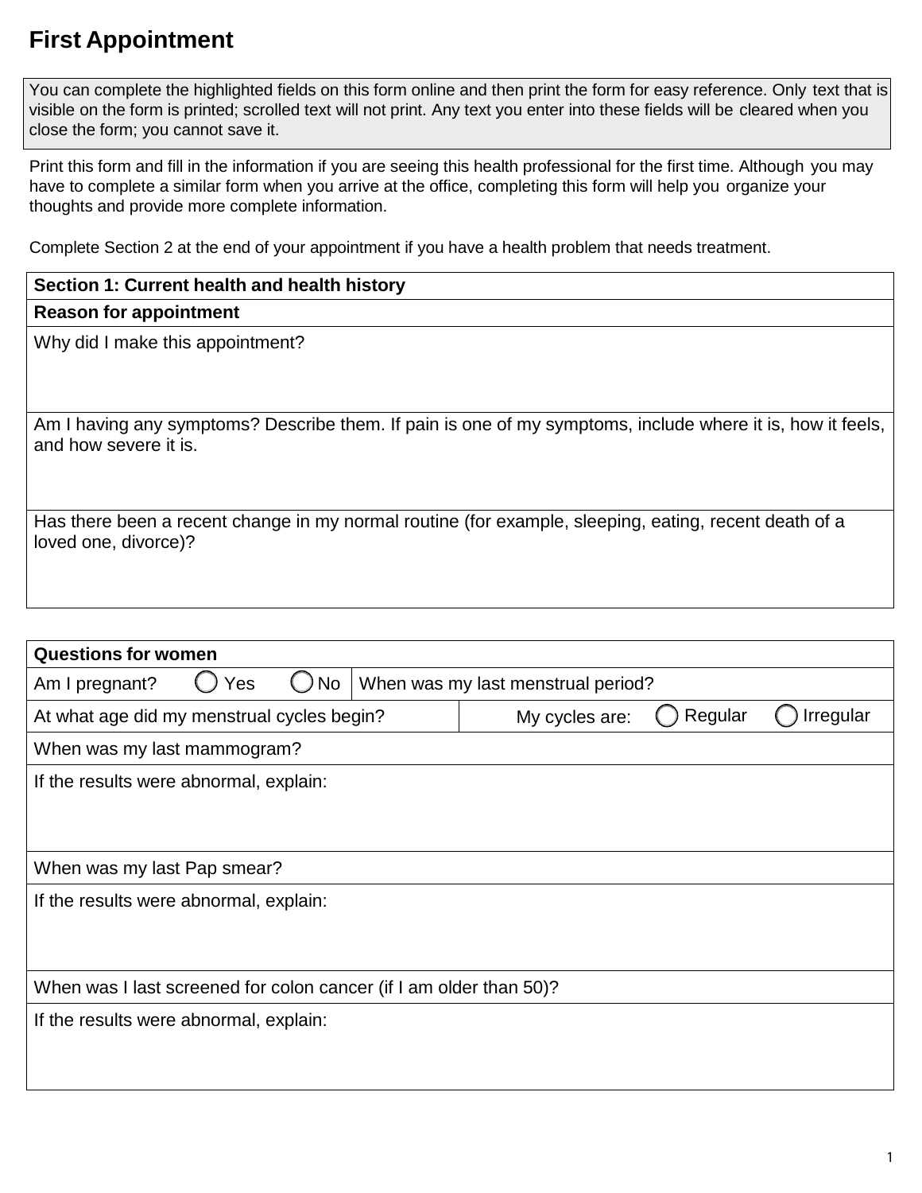# First Appointment

> You can complete the highlighted fields on this form online and then print the form for easy reference. Only text that is visible on the form is printed; scrolled text will not print. Any text you enter into these fields will be cleared when you close the form; you cannot save it.

Print this form and fill in the information if you are seeing this health professional for the first time. Although you may have to complete a similar form when you arrive at the office, completing this form will help you organize your thoughts and provide more complete information.

Complete Section 2 at the end of your appointment if you have a health problem that needs treatment.

| **Section 1: Current health and health history** |
|---|
| **Reason for appointment** |
| Why did I make this appointment? |
| Am I having any symptoms? Describe them. If pain is one of my symptoms, include where it is, how it feels, and how severe it is. |
| Has there been a recent change in my normal routine (for example, sleeping, eating, recent death of a loved one, divorce)? |

| **Questions for women** | |
|---|---|
| Am I pregnant? ◯ Yes ◯ No | When was my last menstrual period? |
| At what age did my menstrual cycles begin? | My cycles are: ◯ Regular ◯ Irregular |
| When was my last mammogram? | |
| If the results were abnormal, explain: | |
| When was my last Pap smear? | |
| If the results were abnormal, explain: | |
| When was I last screened for colon cancer (if I am older than 50)? | |
| If the results were abnormal, explain: | |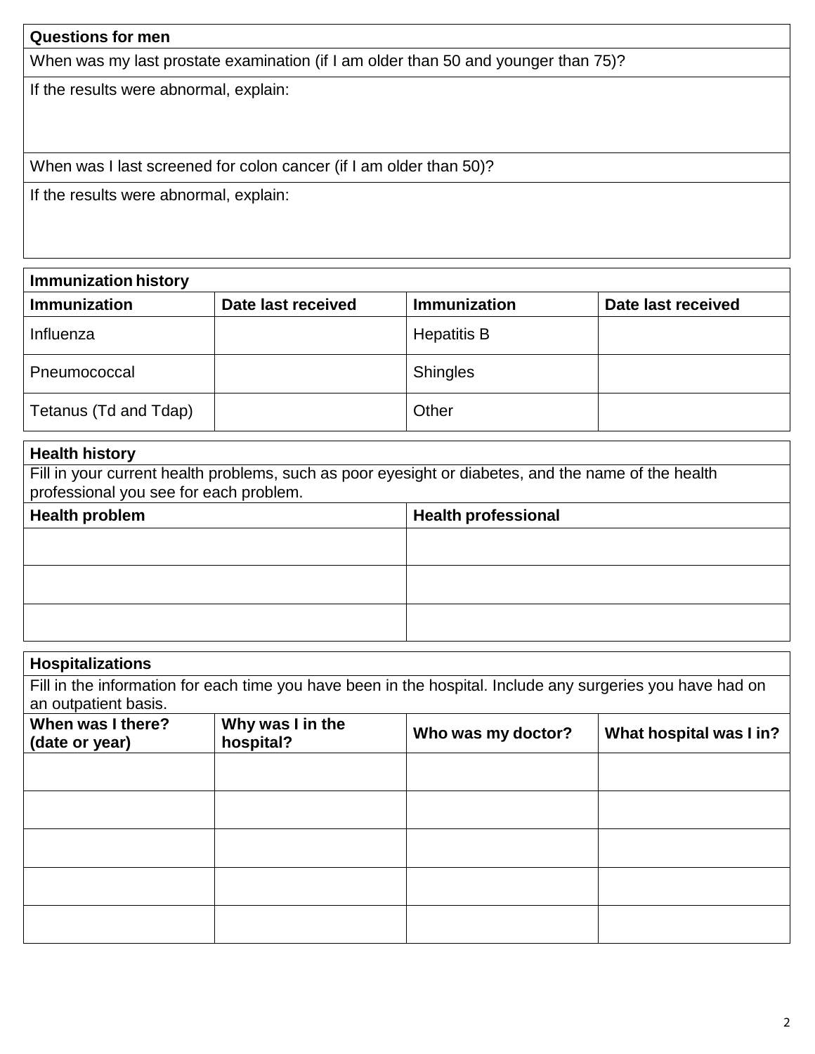| Questions for men |
| --- |
| When was my last prostate examination (if I am older than 50 and younger than 75)? |
| If the results were abnormal, explain: |
| When was I last screened for colon cancer (if I am older than 50)? |
| If the results were abnormal, explain: |

| Immunization history | | | |
| --- | --- | --- | --- |
| **Immunization** | **Date last received** | **Immunization** | **Date last received** |
| Influenza | | Hepatitis B | |
| Pneumococcal | | Shingles | |
| Tetanus (Td and Tdap) | | Other | |

| Health history | |
| --- | --- |
| Fill in your current health problems, such as poor eyesight or diabetes, and the name of the health professional you see for each problem. | |
| **Health problem** | **Health professional** |
| | |
| | |
| | |

| Hospitalizations | | | |
| --- | --- | --- | --- |
| Fill in the information for each time you have been in the hospital. Include any surgeries you have had on an outpatient basis. | | | |
| **When was I there? (date or year)** | **Why was I in the hospital?** | **Who was my doctor?** | **What hospital was I in?** |
| | | | |
| | | | |
| | | | |
| | | | |
| | | | |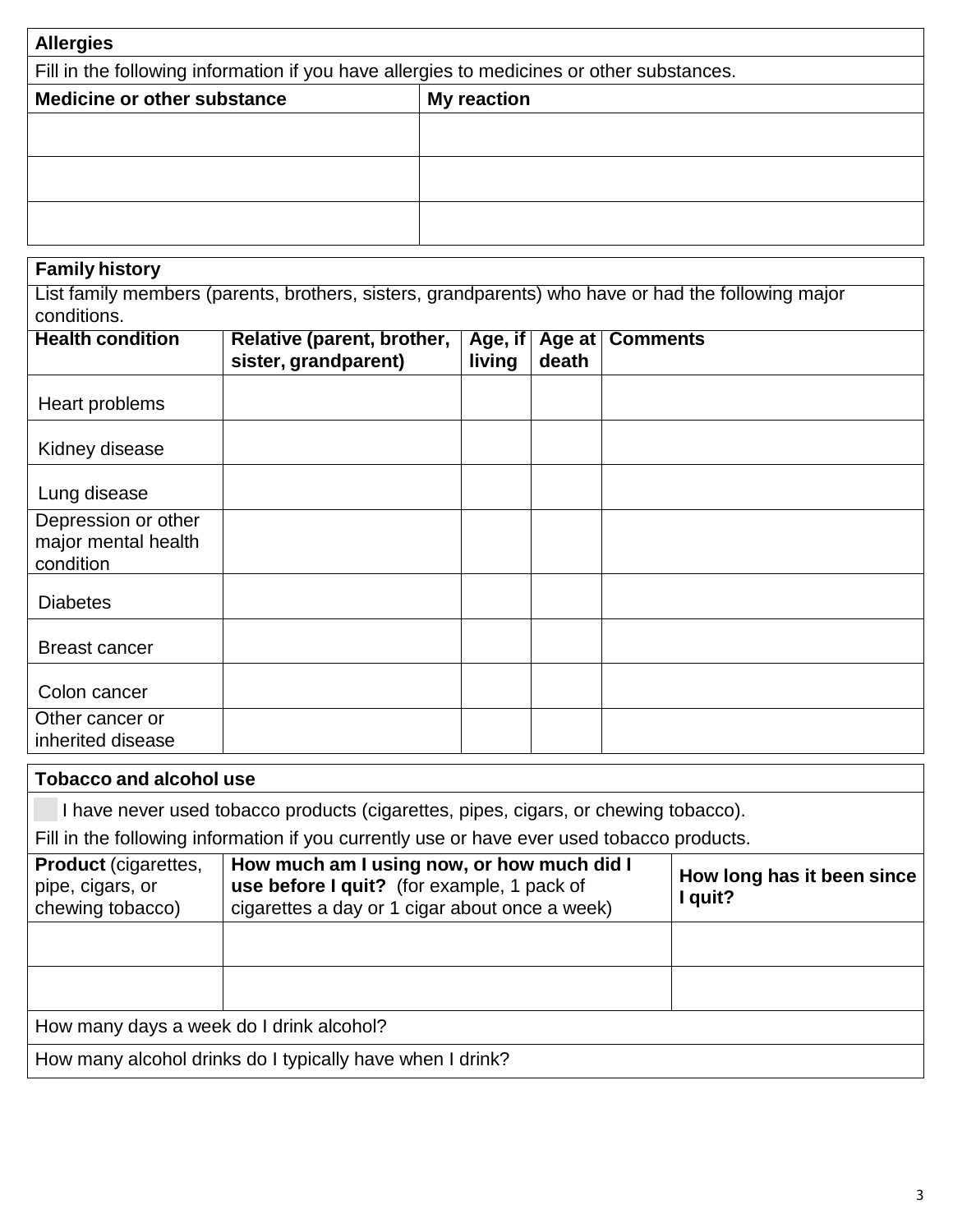## Allergies

Fill in the following information if you have allergies to medicines or other substances.

| **Medicine or other substance** | **My reaction** |
|---|---|
| | |
| | |
| | |

## Family history

List family members (parents, brothers, sisters, grandparents) who have or had the following major conditions.

| **Health condition** | **Relative (parent, brother, sister, grandparent)** | **Age, if living** | **Age at death** | **Comments** |
|---|---|---|---|---|
| Heart problems | | | | |
| Kidney disease | | | | |
| Lung disease | | | | |
| Depression or other major mental health condition | | | | |
| Diabetes | | | | |
| Breast cancer | | | | |
| Colon cancer | | | | |
| Other cancer or inherited disease | | | | |

## Tobacco and alcohol use

☐ I have never used tobacco products (cigarettes, pipes, cigars, or chewing tobacco).

Fill in the following information if you currently use or have ever used tobacco products.

| **Product** (cigarettes, pipe, cigars, or chewing tobacco) | **How much am I using now, or how much did I use before I quit?** (for example, 1 pack of cigarettes a day or 1 cigar about once a week) | **How long has it been since I quit?** |
|---|---|---|
| | | |
| | | |

How many days a week do I drink alcohol?

How many alcohol drinks do I typically have when I drink?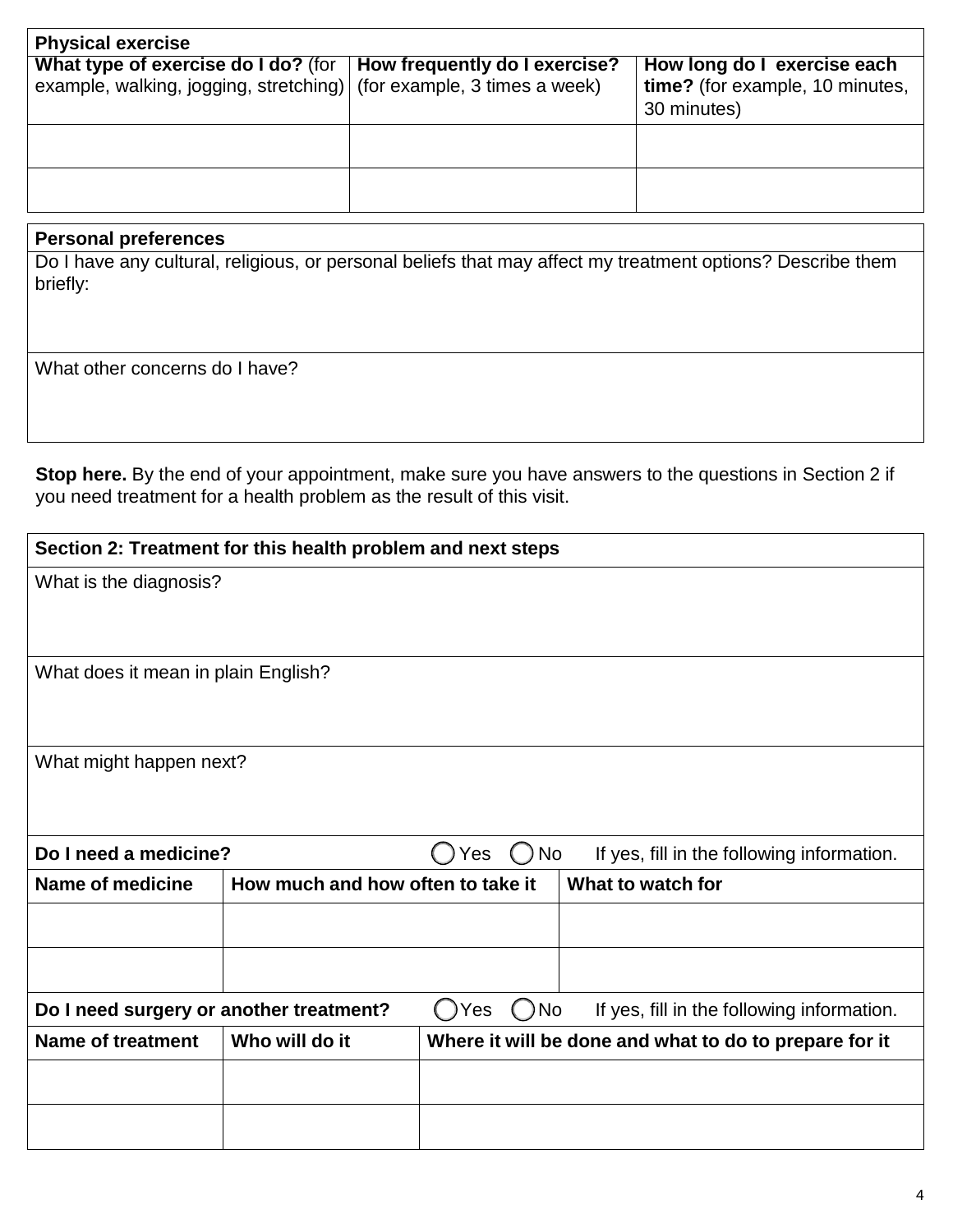| **Physical exercise** | | |
|---|---|---|
| **What type of exercise do I do?** (for example, walking, jogging, stretching) | **How frequently do I exercise?** (for example, 3 times a week) | **How long do I exercise each time?** (for example, 10 minutes, 30 minutes) |
| | | |
| | | |

| **Personal preferences** |
|---|
| Do I have any cultural, religious, or personal beliefs that may affect my treatment options? Describe them briefly: |
| What other concerns do I have? |

**Stop here.** By the end of your appointment, make sure you have answers to the questions in Section 2 if you need treatment for a health problem as the result of this visit.

| **Section 2: Treatment for this health problem and next steps** |
|---|
| What is the diagnosis? |
| What does it mean in plain English? |
| What might happen next? |

| **Do I need a medicine?** ◯ Yes ◯ No If yes, fill in the following information. | | |
|---|---|---|
| **Name of medicine** | **How much and how often to take it** | **What to watch for** |
| | | |
| | | |

| **Do I need surgery or another treatment?** ◯ Yes ◯ No If yes, fill in the following information. | | |
|---|---|---|
| **Name of treatment** | **Who will do it** | **Where it will be done and what to do to prepare for it** |
| | | |
| | | |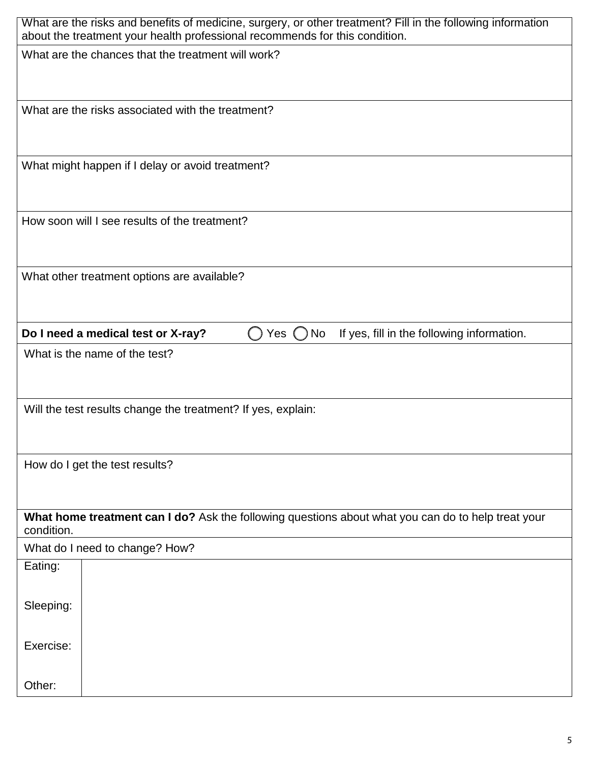What are the risks and benefits of medicine, surgery, or other treatment? Fill in the following information about the treatment your health professional recommends for this condition.

What are the chances that the treatment will work?

What are the risks associated with the treatment?

What might happen if I delay or avoid treatment?

How soon will I see results of the treatment?

What other treatment options are available?

**Do I need a medical test or X-ray?** ◯ Yes ◯ No If yes, fill in the following information.

What is the name of the test?

Will the test results change the treatment? If yes, explain:

How do I get the test results?

**What home treatment can I do?** Ask the following questions about what you can do to help treat your condition.

What do I need to change? How?

| | |
|---|---|
| Eating: | |
| Sleeping: | |
| Exercise: | |
| Other: | |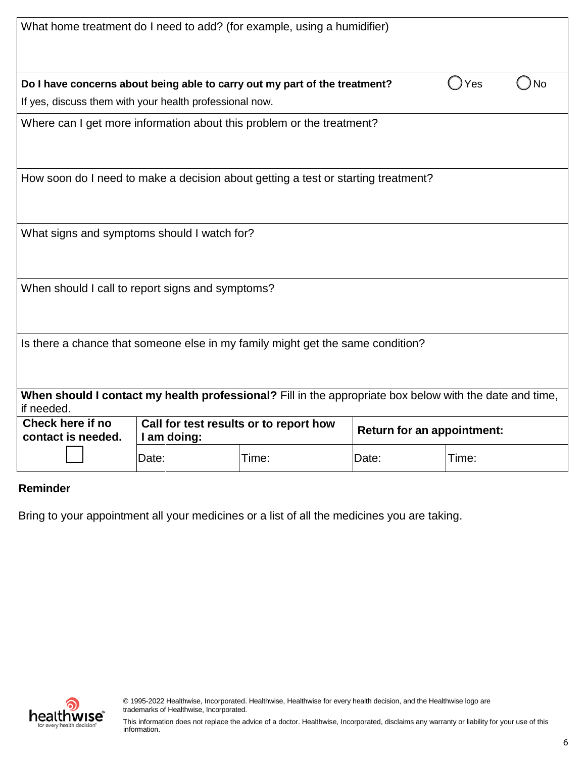| |
|---|
| What home treatment do I need to add? (for example, using a humidifier) |
| **Do I have concerns about being able to carry out my part of the treatment?** ◯ Yes ◯ No<br>If yes, discuss them with your health professional now. |
| Where can I get more information about this problem or the treatment? |
| How soon do I need to make a decision about getting a test or starting treatment? |
| What signs and symptoms should I watch for? |
| When should I call to report signs and symptoms? |
| Is there a chance that someone else in my family might get the same condition? |

**When should I contact my health professional?** Fill in the appropriate box below with the date and time, if needed.

| **Check here if no contact is needed.** | **Call for test results or to report how I am doing:** | | **Return for an appointment:** | |
|---|---|---|---|---|
| ☐ | Date: | Time: | Date: | Time: |

**Reminder**

Bring to your appointment all your medicines or a list of all the medicines you are taking.

© 1995-2022 Healthwise, Incorporated. Healthwise, Healthwise for every health decision, and the Healthwise logo are trademarks of Healthwise, Incorporated.

This information does not replace the advice of a doctor. Healthwise, Incorporated, disclaims any warranty or liability for your use of this information.